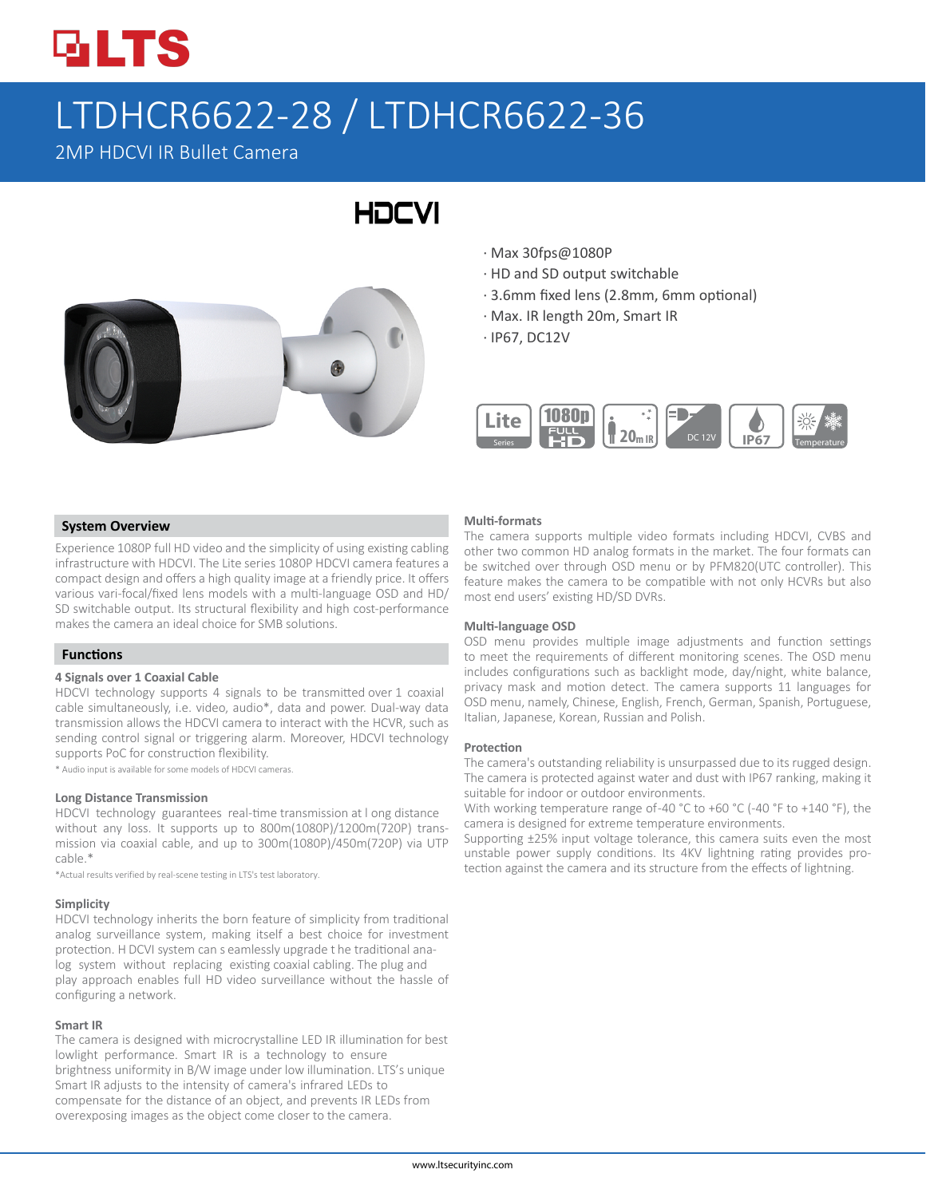# LTDHCR6622-28 / LTDHCR6622-36

2MP HDCVI IR Bullet Camera

HDCVI

- Max 30fps@1080P
- HD and SD output switchable
- 3.6mm fixed lens (2.8mm, 6mm optional)
- Max. IR length 20m, Smart IR
- IP67, DC12V

## System Overview

Experience 1080P full HD video and the simplicity of using existing cabling infrastructure with HDCVI. The Lite series 1080P HDCVI camera features a compact design and offers a high quality image at a friendly price. It offers various vari-focal/fixed lens models with a multi-language OSD and HD/SD switchable output. Its structural flexibility and high cost-performance makes the camera an ideal choice for SMB solutions.

## Functions

### 4 Signals over 1 Coaxial Cable

HDCVI technology supports 4 signals to be transmitted over 1 coaxial cable simultaneously, i.e. video, audio*, data and power. Dual-way data transmission allows the HDCVI camera to interact with the HCVR, such as sending control signal or triggering alarm. Moreover, HDCVI technology supports PoC for construction flexibility.

* Audio input is available for some models of HDCVI cameras.

### Long Distance Transmission

HDCVI technology guarantees real-time transmission at l ong distance without any loss. It supports up to 800m(1080P)/1200m(720P) transmission via coaxial cable, and up to 300m(1080P)/450m(720P) via UTP cable.*

*Actual results verified by real-scene testing in LTS's test laboratory.

### Simplicity

HDCVI technology inherits the born feature of simplicity from traditional analog surveillance system, making itself a best choice for investment protection. H DCVI system can s eamlessly upgrade t he traditional analog system without replacing existing coaxial cabling. The plug and play approach enables full HD video surveillance without the hassle of configuring a network.

### Smart IR

The camera is designed with microcrystalline LED IR illumination for best lowlight performance. Smart IR is a technology to ensure brightness uniformity in B/W image under low illumination. LTS's unique Smart IR adjusts to the intensity of camera's infrared LEDs to compensate for the distance of an object, and prevents IR LEDs from overexposing images as the object come closer to the camera.

### Multi-formats

The camera supports multiple video formats including HDCVI, CVBS and other two common HD analog formats in the market. The four formats can be switched over through OSD menu or by PFM820(UTC controller). This feature makes the camera to be compatible with not only HCVRs but also most end users' existing HD/SD DVRs.

### Multi-language OSD

OSD menu provides multiple image adjustments and function settings to meet the requirements of different monitoring scenes. The OSD menu includes configurations such as backlight mode, day/night, white balance, privacy mask and motion detect. The camera supports 11 languages for OSD menu, namely, Chinese, English, French, German, Spanish, Portuguese, Italian, Japanese, Korean, Russian and Polish.

### Protection

The camera's outstanding reliability is unsurpassed due to its rugged design. The camera is protected against water and dust with IP67 ranking, making it suitable for indoor or outdoor environments.

With working temperature range of-40 °C to +60 °C (-40 °F to +140 °F), the camera is designed for extreme temperature environments.

Supporting ±25% input voltage tolerance, this camera suits even the most unstable power supply conditions. Its 4KV lightning rating provides protection against the camera and its structure from the effects of lightning.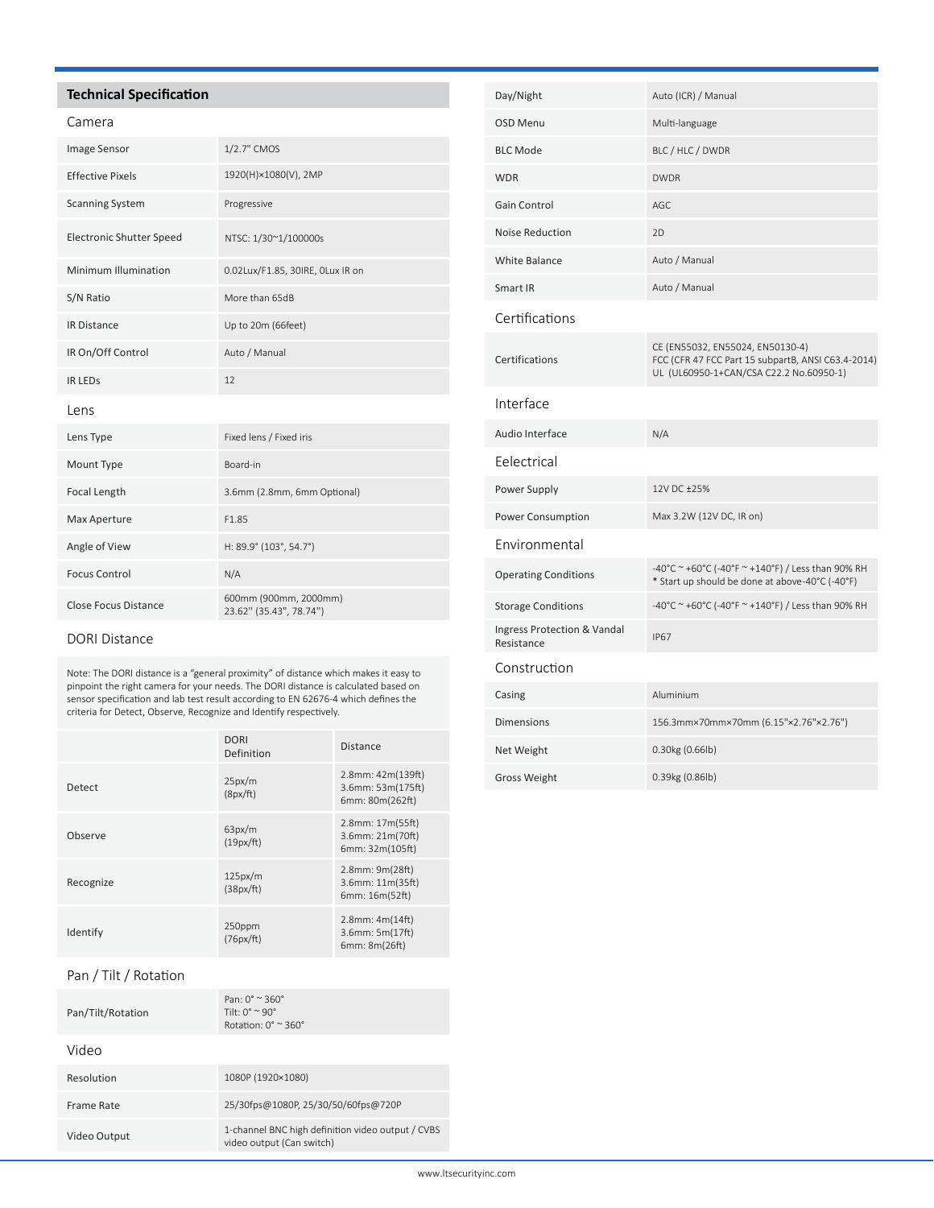## Technical Specification

### Camera

| | |
|---|---|
| Image Sensor | 1/2.7" CMOS |
| Effective Pixels | 1920(H)×1080(V), 2MP |
| Scanning System | Progressive |
| Electronic Shutter Speed | NTSC: 1/30~1/100000s |
| Minimum Illumination | 0.02Lux/F1.85, 30IRE, 0Lux IR on |
| S/N Ratio | More than 65dB |
| IR Distance | Up to 20m (66feet) |
| IR On/Off Control | Auto / Manual |
| IR LEDs | 12 |

### Lens

| | |
|---|---|
| Lens Type | Fixed lens / Fixed iris |
| Mount Type | Board-in |
| Focal Length | 3.6mm (2.8mm, 6mm Optional) |
| Max Aperture | F1.85 |
| Angle of View | H: 89.9° (103°, 54.7°) |
| Focus Control | N/A |
| Close Focus Distance | 600mm (900mm, 2000mm)<br>23.62" (35.43", 78.74") |

### DORI Distance

Note: The DORI distance is a "general proximity" of distance which makes it easy to pinpoint the right camera for your needs. The DORI distance is calculated based on sensor specification and lab test result according to EN 62676-4 which defines the criteria for Detect, Observe, Recognize and Identify respectively.

| | DORI Definition | Distance |
|---|---|---|
| Detect | 25px/m<br>(8px/ft) | 2.8mm: 42m(139ft)<br>3.6mm: 53m(175ft)<br>6mm: 80m(262ft) |
| Observe | 63px/m<br>(19px/ft) | 2.8mm: 17m(55ft)<br>3.6mm: 21m(70ft)<br>6mm: 32m(105ft) |
| Recognize | 125px/m<br>(38px/ft) | 2.8mm: 9m(28ft)<br>3.6mm: 11m(35ft)<br>6mm: 16m(52ft) |
| Identify | 250ppm<br>(76px/ft) | 2.8mm: 4m(14ft)<br>3.6mm: 5m(17ft)<br>6mm: 8m(26ft) |

### Pan / Tilt / Rotation

| | |
|---|---|
| Pan/Tilt/Rotation | Pan: 0° ~ 360°<br>Tilt: 0° ~ 90°<br>Rotation: 0° ~ 360° |

### Video

| | |
|---|---|
| Resolution | 1080P (1920×1080) |
| Frame Rate | 25/30fps@1080P, 25/30/50/60fps@720P |
| Video Output | 1-channel BNC high definition video output / CVBS video output (Can switch) |
| Day/Night | Auto (ICR) / Manual |
| OSD Menu | Multi-language |
| BLC Mode | BLC / HLC / DWDR |
| WDR | DWDR |
| Gain Control | AGC |
| Noise Reduction | 2D |
| White Balance | Auto / Manual |
| Smart IR | Auto / Manual |

### Certifications

| | |
|---|---|
| Certifications | CE (EN55032, EN55024, EN50130-4)<br>FCC (CFR 47 FCC Part 15 subpartB, ANSI C63.4-2014)<br>UL (UL60950-1+CAN/CSA C22.2 No.60950-1) |

### Interface

| | |
|---|---|
| Audio Interface | N/A |

### Eelectrical

| | |
|---|---|
| Power Supply | 12V DC ±25% |
| Power Consumption | Max 3.2W (12V DC, IR on) |

### Environmental

| | |
|---|---|
| Operating Conditions | -40°C ~ +60°C (-40°F ~ +140°F) / Less than 90% RH<br>* Start up should be done at above-40°C (-40°F) |
| Storage Conditions | -40°C ~ +60°C (-40°F ~ +140°F) / Less than 90% RH |
| Ingress Protection & Vandal Resistance | IP67 |

### Construction

| | |
|---|---|
| Casing | Aluminium |
| Dimensions | 156.3mm×70mm×70mm (6.15"×2.76"×2.76") |
| Net Weight | 0.30kg (0.66lb) |
| Gross Weight | 0.39kg (0.86lb) |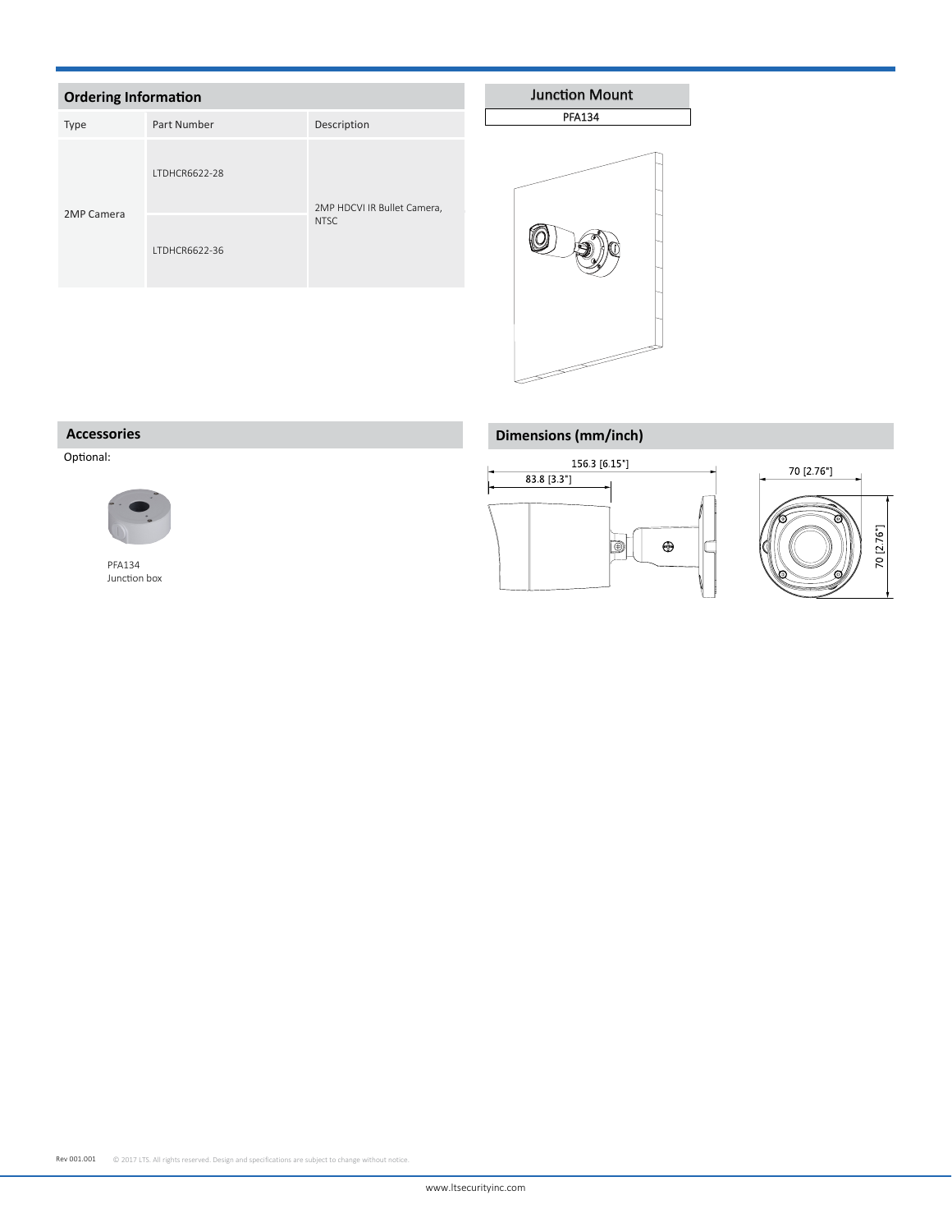## Ordering Information

| Type | Part Number | Description |
|---|---|---|
| 2MP Camera | LTDHCR6622-28 | 2MP HDCVI IR Bullet Camera, NTSC |
| | LTDHCR6622-36 | |

## Junction Mount

PFA134

## Accessories

Optional:

PFA134
Junction box

## Dimensions (mm/inch)

156.3 [6.15"]
83.8 [3.3"]
70 [2.76"]
70 [2.76"]

Rev 001.001 © 2017 LTS. All rights reserved. Design and specifications are subject to change without notice.

www.ltsecurityinc.com